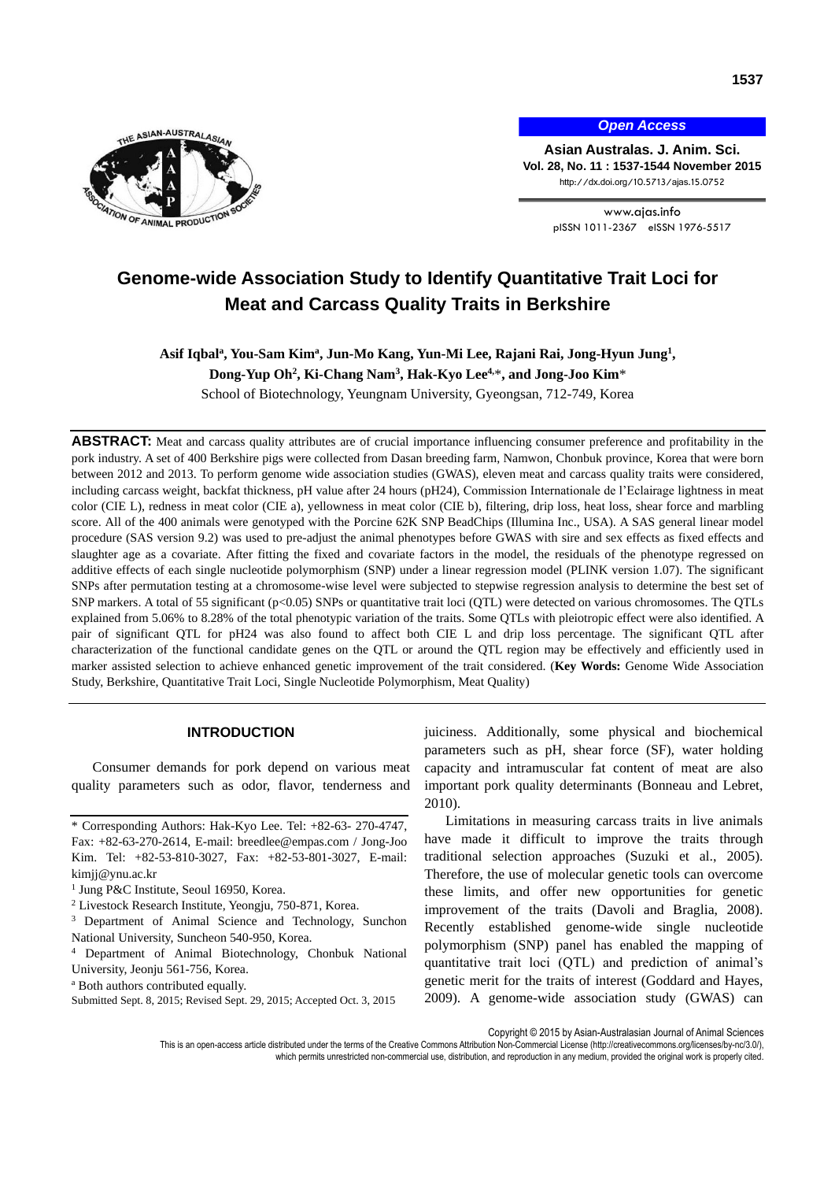Open Access

# Genome-wide Association Study to Identify Quantitative Trait Loci for Meat and Carcass Quality Traits in Berkshire

**Asif Iqbal[a], You-Sam Kim[a], Jun-Mo Kang, Yun-Mi Lee, Rajani Rai, Jong-Hyun Jung[1], Dong-Yup Oh[2], Ki-Chang Nam[3], Hak-Kyo Lee[4,]*, and Jong-Joo Kim***

School of Biotechnology, Yeungnam University, Gyeongsan, 712-749, Korea

**ABSTRACT:** Meat and carcass quality attributes are of crucial importance influencing consumer preference and profitability in the pork industry. A set of 400 Berkshire pigs were collected from Dasan breeding farm, Namwon, Chonbuk province, Korea that were born between 2012 and 2013. To perform genome wide association studies (GWAS), eleven meat and carcass quality traits were considered, including carcass weight, backfat thickness, pH value after 24 hours (pH24), Commission Internationale de l'Eclairage lightness in meat color (CIE L), redness in meat color (CIE a), yellowness in meat color (CIE b), filtering, drip loss, heat loss, shear force and marbling score. All of the 400 animals were genotyped with the Porcine 62K SNP BeadChips (Illumina Inc., USA). A SAS general linear model procedure (SAS version 9.2) was used to pre-adjust the animal phenotypes before GWAS with sire and sex effects as fixed effects and slaughter age as a covariate. After fitting the fixed and covariate factors in the model, the residuals of the phenotype regressed on additive effects of each single nucleotide polymorphism (SNP) under a linear regression model (PLINK version 1.07). The significant SNPs after permutation testing at a chromosome-wise level were subjected to stepwise regression analysis to determine the best set of SNP markers. A total of 55 significant ($p<0.05$) SNPs or quantitative trait loci (QTL) were detected on various chromosomes. The QTLs explained from 5.06% to 8.28% of the total phenotypic variation of the traits. Some QTLs with pleiotropic effect were also identified. A pair of significant QTL for pH24 was also found to affect both CIE L and drip loss percentage. The significant QTL after characterization of the functional candidate genes on the QTL or around the QTL region may be effectively and efficiently used in marker assisted selection to achieve enhanced genetic improvement of the trait considered. (**Key Words:** Genome Wide Association Study, Berkshire, Quantitative Trait Loci, Single Nucleotide Polymorphism, Meat Quality)

## INTRODUCTION

Consumer demands for pork depend on various meat quality parameters such as odor, flavor, tenderness and juiciness. Additionally, some physical and biochemical parameters such as pH, shear force (SF), water holding capacity and intramuscular fat content of meat are also important pork quality determinants (Bonneau and Lebret, 2010).

Limitations in measuring carcass traits in live animals have made it difficult to improve the traits through traditional selection approaches (Suzuki et al., 2005). Therefore, the use of molecular genetic tools can overcome these limits, and offer new opportunities for genetic improvement of the traits (Davoli and Braglia, 2008). Recently established genome-wide single nucleotide polymorphism (SNP) panel has enabled the mapping of quantitative trait loci (QTL) and prediction of animal's genetic merit for the traits of interest (Goddard and Hayes, 2009). A genome-wide association study (GWAS) can

---

* Corresponding Authors: Hak-Kyo Lee. Tel: +82-63- 270-4747, Fax: +82-63-270-2614, E-mail: breedlee@empas.com / Jong-Joo Kim. Tel: +82-53-810-3027, Fax: +82-53-801-3027, E-mail: kimjj@ynu.ac.kr

[1] Jung P&C Institute, Seoul 16950, Korea.

[2] Livestock Research Institute, Yeongju, 750-871, Korea.

[3] Department of Animal Science and Technology, Sunchon National University, Suncheon 540-950, Korea.

[4] Department of Animal Biotechnology, Chonbuk National University, Jeonju 561-756, Korea.

[a] Both authors contributed equally.

Submitted Sept. 8, 2015; Revised Sept. 29, 2015; Accepted Oct. 3, 2015

Copyright © 2015 by Asian-Australasian Journal of Animal Sciences

This is an open-access article distributed under the terms of the Creative Commons Attribution Non-Commercial License (http://creativecommons.org/licenses/by-nc/3.0/), which permits unrestricted non-commercial use, distribution, and reproduction in any medium, provided the original work is properly cited.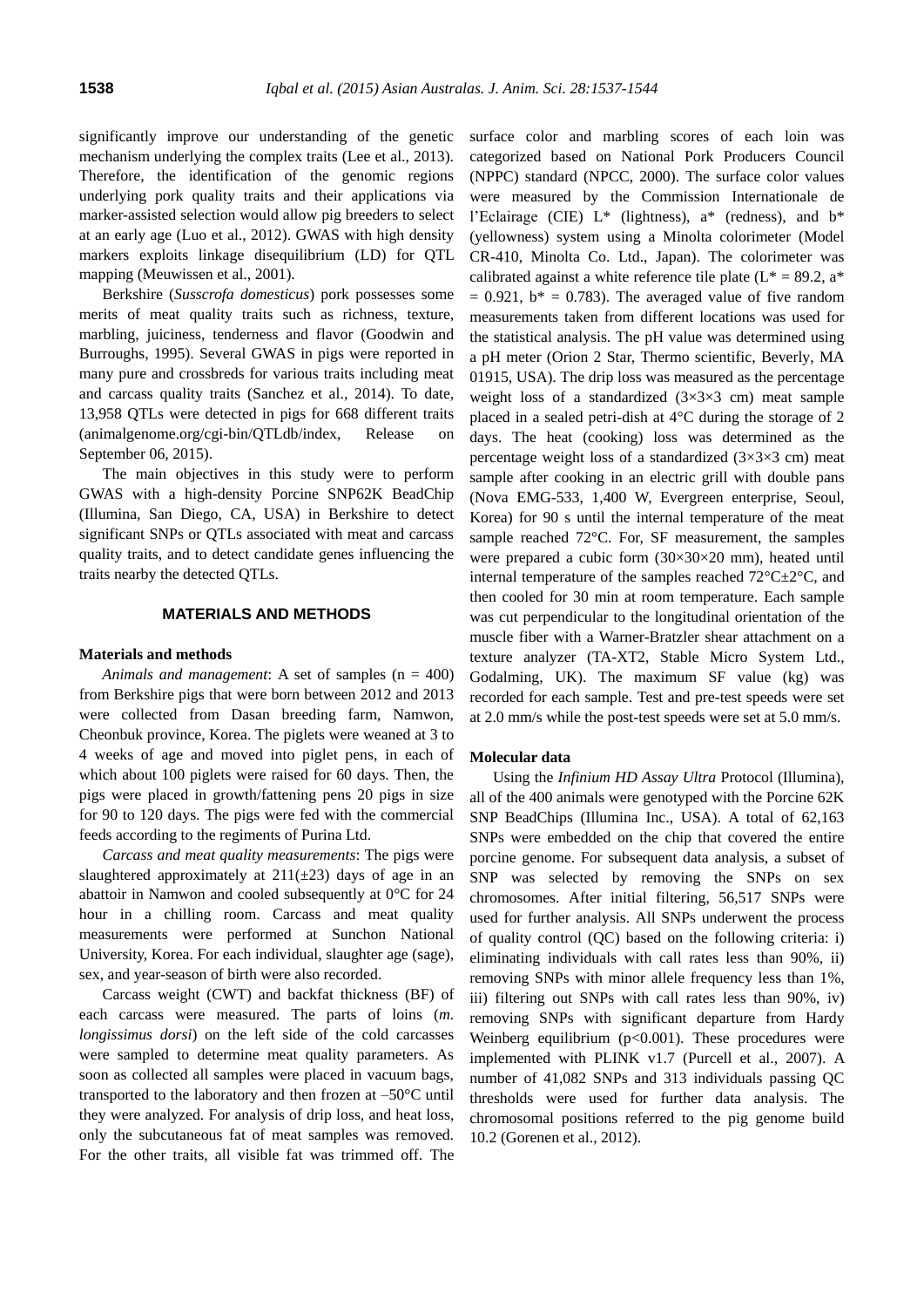significantly improve our understanding of the genetic mechanism underlying the complex traits (Lee et al., 2013). Therefore, the identification of the genomic regions underlying pork quality traits and their applications via marker-assisted selection would allow pig breeders to select at an early age (Luo et al., 2012). GWAS with high density markers exploits linkage disequilibrium (LD) for QTL mapping (Meuwissen et al., 2001).

Berkshire (*Susscrofa domesticus*) pork possesses some merits of meat quality traits such as richness, texture, marbling, juiciness, tenderness and flavor (Goodwin and Burroughs, 1995). Several GWAS in pigs were reported in many pure and crossbreds for various traits including meat and carcass quality traits (Sanchez et al., 2014). To date, 13,958 QTLs were detected in pigs for 668 different traits (animalgenome.org/cgi-bin/QTLdb/index, Release on September 06, 2015).

The main objectives in this study were to perform GWAS with a high-density Porcine SNP62K BeadChip (Illumina, San Diego, CA, USA) in Berkshire to detect significant SNPs or QTLs associated with meat and carcass quality traits, and to detect candidate genes influencing the traits nearby the detected QTLs.

## MATERIALS AND METHODS

### Materials and methods

*Animals and management*: A set of samples (n = 400) from Berkshire pigs that were born between 2012 and 2013 were collected from Dasan breeding farm, Namwon, Cheonbuk province, Korea. The piglets were weaned at 3 to 4 weeks of age and moved into piglet pens, in each of which about 100 piglets were raised for 60 days. Then, the pigs were placed in growth/fattening pens 20 pigs in size for 90 to 120 days. The pigs were fed with the commercial feeds according to the regimens of Purina Ltd.

*Carcass and meat quality measurements*: The pigs were slaughtered approximately at 211(±23) days of age in an abattoir in Namwon and cooled subsequently at 0°C for 24 hour in a chilling room. Carcass and meat quality measurements were performed at Sunchon National University, Korea. For each individual, slaughter age (sage), sex, and year-season of birth were also recorded.

Carcass weight (CWT) and backfat thickness (BF) of each carcass were measured. The parts of loins (*m. longissimus dorsi*) on the left side of the cold carcasses were sampled to determine meat quality parameters. As soon as collected all samples were placed in vacuum bags, transported to the laboratory and then frozen at –50°C until they were analyzed. For analysis of drip loss, and heat loss, only the subcutaneous fat of meat samples was removed. For the other traits, all visible fat was trimmed off. The surface color and marbling scores of each loin was categorized based on National Pork Producers Council (NPPC) standard (NPCC, 2000). The surface color values were measured by the Commission Internationale de l'Eclairage (CIE) L* (lightness), a* (redness), and b* (yellowness) system using a Minolta colorimeter (Model CR-410, Minolta Co. Ltd., Japan). The colorimeter was calibrated against a white reference tile plate (L* = 89.2, a* = 0.921, b* = 0.783). The averaged value of five random measurements taken from different locations was used for the statistical analysis. The pH value was determined using a pH meter (Orion 2 Star, Thermo scientific, Beverly, MA 01915, USA). The drip loss was measured as the percentage weight loss of a standardized (3×3×3 cm) meat sample placed in a sealed petri-dish at 4°C during the storage of 2 days. The heat (cooking) loss was determined as the percentage weight loss of a standardized (3×3×3 cm) meat sample after cooking in an electric grill with double pans (Nova EMG-533, 1,400 W, Evergreen enterprise, Seoul, Korea) for 90 s until the internal temperature of the meat sample reached 72°C. For, SF measurement, the samples were prepared a cubic form (30×30×20 mm), heated until internal temperature of the samples reached 72°C±2°C, and then cooled for 30 min at room temperature. Each sample was cut perpendicular to the longitudinal orientation of the muscle fiber with a Warner-Bratzler shear attachment on a texture analyzer (TA-XT2, Stable Micro System Ltd., Godalming, UK). The maximum SF value (kg) was recorded for each sample. Test and pre-test speeds were set at 2.0 mm/s while the post-test speeds were set at 5.0 mm/s.

### Molecular data

Using the *Infinium HD Assay Ultra* Protocol (Illumina), all of the 400 animals were genotyped with the Porcine 62K SNP BeadChips (Illumina Inc., USA). A total of 62,163 SNPs were embedded on the chip that covered the entire porcine genome. For subsequent data analysis, a subset of SNP was selected by removing the SNPs on sex chromosomes. After initial filtering, 56,517 SNPs were used for further analysis. All SNPs underwent the process of quality control (QC) based on the following criteria: i) eliminating individuals with call rates less than 90%, ii) removing SNPs with minor allele frequency less than 1%, iii) filtering out SNPs with call rates less than 90%, iv) removing SNPs with significant departure from Hardy Weinberg equilibrium ($p<0.001$). These procedures were implemented with PLINK v1.7 (Purcell et al., 2007). A number of 41,082 SNPs and 313 individuals passing QC thresholds were used for further data analysis. The chromosomal positions referred to the pig genome build 10.2 (Gorenen et al., 2012).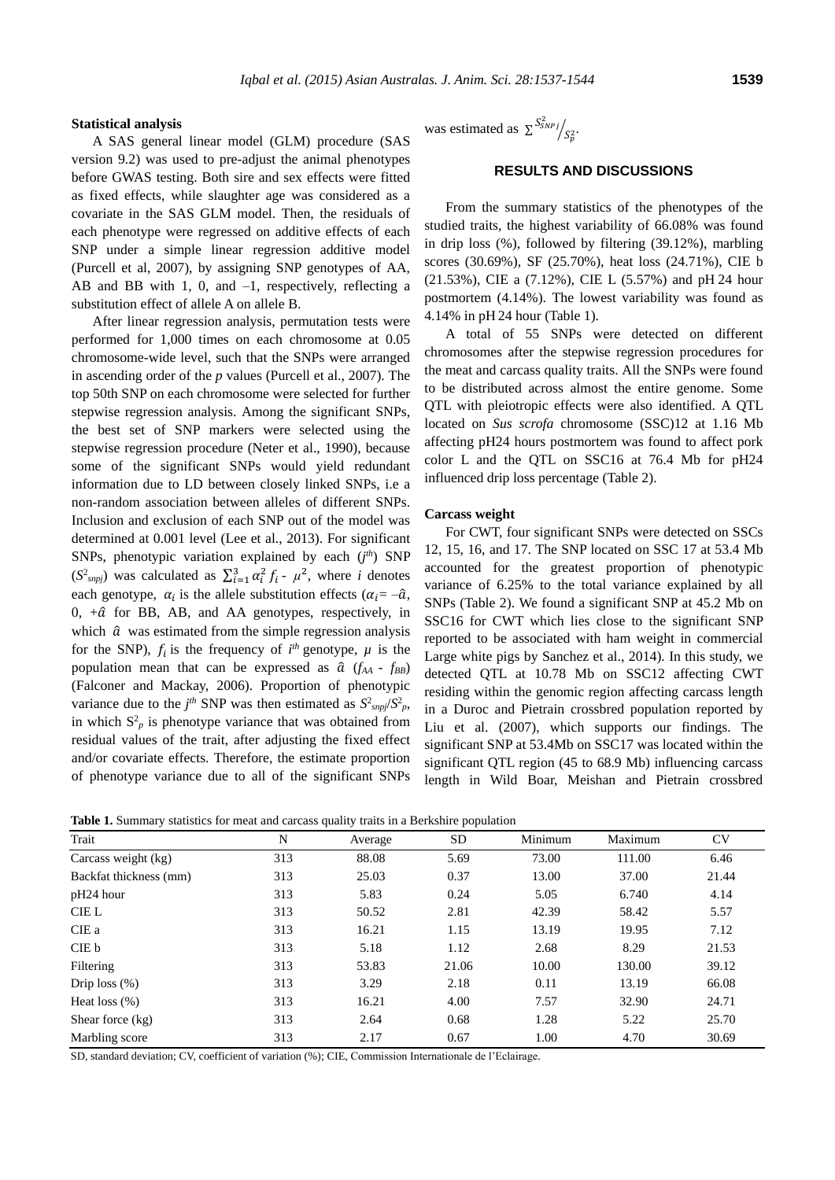### Statistical analysis

A SAS general linear model (GLM) procedure (SAS version 9.2) was used to pre-adjust the animal phenotypes before GWAS testing. Both sire and sex effects were fitted as fixed effects, while slaughter age was considered as a covariate in the SAS GLM model. Then, the residuals of each phenotype were regressed on additive effects of each SNP under a simple linear regression additive model (Purcell et al, 2007), by assigning SNP genotypes of AA, AB and BB with 1, 0, and –1, respectively, reflecting a substitution effect of allele A on allele B.

After linear regression analysis, permutation tests were performed for 1,000 times on each chromosome at 0.05 chromosome-wide level, such that the SNPs were arranged in ascending order of the *p* values (Purcell et al., 2007). The top 50th SNP on each chromosome were selected for further stepwise regression analysis. Among the significant SNPs, the best set of SNP markers were selected using the stepwise regression procedure (Neter et al., 1990), because some of the significant SNPs would yield redundant information due to LD between closely linked SNPs, i.e a non-random association between alleles of different SNPs. Inclusion and exclusion of each SNP out of the model was determined at 0.001 level (Lee et al., 2013). For significant SNPs, phenotypic variation explained by each ($j^{th}$) SNP ($S^2_{snpj}$) was calculated as $\sum_{i=1}^{3}\alpha_i^2 f_i - \mu^2$, where $i$ denotes each genotype, $\alpha_i$ is the allele substitution effects ($\alpha_i = -\hat{a}$, 0, $+\hat{a}$ for BB, AB, and AA genotypes, respectively, in which $\hat{a}$ was estimated from the simple regression analysis for the SNP), $f_i$ is the frequency of $i^{th}$ genotype, $\mu$ is the population mean that can be expressed as $\hat{a}$ ($f_{AA}$ - $f_{BB}$) (Falconer and Mackay, 2006). Proportion of phenotypic variance due to the $j^{th}$ SNP was then estimated as $S^2_{snpj}/S^2_p$, in which $S^2_p$ is phenotype variance that was obtained from residual values of the trait, after adjusting the fixed effect and/or covariate effects. Therefore, the estimate proportion of phenotype variance due to all of the significant SNPs was estimated as $\sum S^2_{SNPj}/S^2_p$.

## RESULTS AND DISCUSSIONS

From the summary statistics of the phenotypes of the studied traits, the highest variability of 66.08% was found in drip loss (%), followed by filtering (39.12%), marbling scores (30.69%), SF (25.70%), heat loss (24.71%), CIE b (21.53%), CIE a (7.12%), CIE L (5.57%) and pH 24 hour postmortem (4.14%). The lowest variability was found as 4.14% in pH 24 hour (Table 1).

A total of 55 SNPs were detected on different chromosomes after the stepwise regression procedures for the meat and carcass quality traits. All the SNPs were found to be distributed across almost the entire genome. Some QTL with pleiotropic effects were also identified. A QTL located on *Sus scrofa* chromosome (SSC)12 at 1.16 Mb affecting pH24 hours postmortem was found to affect pork color L and the QTL on SSC16 at 76.4 Mb for pH24 influenced drip loss percentage (Table 2).

### Carcass weight

For CWT, four significant SNPs were detected on SSCs 12, 15, 16, and 17. The SNP located on SSC 17 at 53.4 Mb accounted for the greatest proportion of phenotypic variance of 6.25% to the total variance explained by all SNPs (Table 2). We found a significant SNP at 45.2 Mb on SSC16 for CWT which lies close to the significant SNP reported to be associated with ham weight in commercial Large white pigs by Sanchez et al., 2014). In this study, we detected QTL at 10.78 Mb on SSC12 affecting CWT residing within the genomic region affecting carcass length in a Duroc and Pietrain crossbred population reported by Liu et al. (2007), which supports our findings. The significant SNP at 53.4Mb on SSC17 was located within the significant QTL region (45 to 68.9 Mb) influencing carcass length in Wild Boar, Meishan and Pietrain crossbred

**Table 1.** Summary statistics for meat and carcass quality traits in a Berkshire population

| Trait | N | Average | SD | Minimum | Maximum | CV |
|---|---|---|---|---|---|---|
| Carcass weight (kg) | 313 | 88.08 | 5.69 | 73.00 | 111.00 | 6.46 |
| Backfat thickness (mm) | 313 | 25.03 | 0.37 | 13.00 | 37.00 | 21.44 |
| pH24 hour | 313 | 5.83 | 0.24 | 5.05 | 6.740 | 4.14 |
| CIE L | 313 | 50.52 | 2.81 | 42.39 | 58.42 | 5.57 |
| CIE a | 313 | 16.21 | 1.15 | 13.19 | 19.95 | 7.12 |
| CIE b | 313 | 5.18 | 1.12 | 2.68 | 8.29 | 21.53 |
| Filtering | 313 | 53.83 | 21.06 | 10.00 | 130.00 | 39.12 |
| Drip loss (%) | 313 | 3.29 | 2.18 | 0.11 | 13.19 | 66.08 |
| Heat loss (%) | 313 | 16.21 | 4.00 | 7.57 | 32.90 | 24.71 |
| Shear force (kg) | 313 | 2.64 | 0.68 | 1.28 | 5.22 | 25.70 |
| Marbling score | 313 | 2.17 | 0.67 | 1.00 | 4.70 | 30.69 |

SD, standard deviation; CV, coefficient of variation (%); CIE, Commission Internationale de l'Eclairage.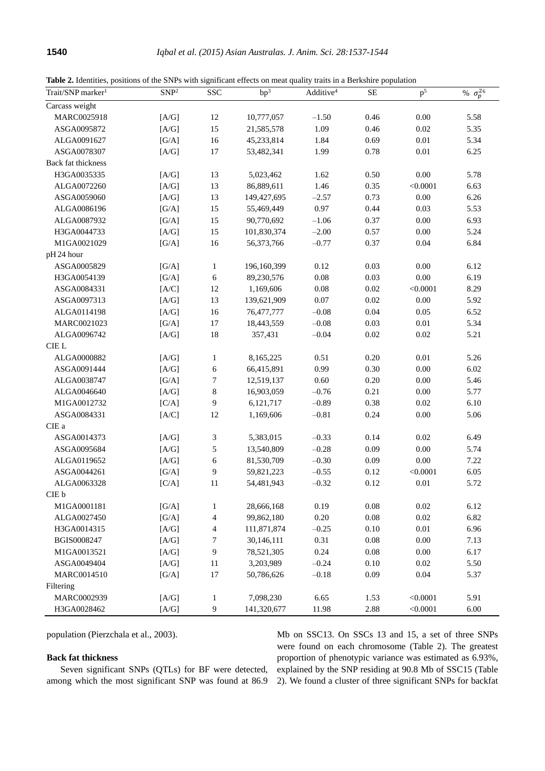**Table 2.** Identities, positions of the SNPs with significant effects on meat quality traits in a Berkshire population

| Trait/SNP marker[1] | SNP[2] | SSC | bp[3] | Additive[4] | SE | p[5] | % $\sigma_p^{2}$[6] |
|---|---|---|---|---|---|---|---|
| Carcass weight | | | | | | | |
| MARC0025918 | [A/G] | 12 | 10,777,057 | –1.50 | 0.46 | 0.00 | 5.58 |
| ASGA0095872 | [A/G] | 15 | 21,585,578 | 1.09 | 0.46 | 0.02 | 5.35 |
| ALGA0091627 | [G/A] | 16 | 45,233,814 | 1.84 | 0.69 | 0.01 | 5.34 |
| ASGA0078307 | [A/G] | 17 | 53,482,341 | 1.99 | 0.78 | 0.01 | 6.25 |
| Back fat thickness | | | | | | | |
| H3GA0035335 | [A/G] | 13 | 5,023,462 | 1.62 | 0.50 | 0.00 | 5.78 |
| ALGA0072260 | [A/G] | 13 | 86,889,611 | 1.46 | 0.35 | <0.0001 | 6.63 |
| ASGA0059060 | [A/G] | 13 | 149,427,695 | –2.57 | 0.73 | 0.00 | 6.26 |
| ALGA0086196 | [G/A] | 15 | 55,469,449 | 0.97 | 0.44 | 0.03 | 5.53 |
| ALGA0087932 | [G/A] | 15 | 90,770,692 | –1.06 | 0.37 | 0.00 | 6.93 |
| H3GA0044733 | [A/G] | 15 | 101,830,374 | –2.00 | 0.57 | 0.00 | 5.24 |
| M1GA0021029 | [G/A] | 16 | 56,373,766 | –0.77 | 0.37 | 0.04 | 6.84 |
| pH 24 hour | | | | | | | |
| ASGA0005829 | [G/A] | 1 | 196,160,399 | 0.12 | 0.03 | 0.00 | 6.12 |
| H3GA0054139 | [G/A] | 6 | 89,230,576 | 0.08 | 0.03 | 0.00 | 6.19 |
| ASGA0084331 | [A/C] | 12 | 1,169,606 | 0.08 | 0.02 | <0.0001 | 8.29 |
| ASGA0097313 | [A/G] | 13 | 139,621,909 | 0.07 | 0.02 | 0.00 | 5.92 |
| ALGA0114198 | [A/G] | 16 | 76,477,777 | –0.08 | 0.04 | 0.05 | 6.52 |
| MARC0021023 | [G/A] | 17 | 18,443,559 | –0.08 | 0.03 | 0.01 | 5.34 |
| ALGA0096742 | [A/G] | 18 | 357,431 | –0.04 | 0.02 | 0.02 | 5.21 |
| CIE L | | | | | | | |
| ALGA0000882 | [A/G] | 1 | 8,165,225 | 0.51 | 0.20 | 0.01 | 5.26 |
| ASGA0091444 | [A/G] | 6 | 66,415,891 | 0.99 | 0.30 | 0.00 | 6.02 |
| ALGA0038747 | [G/A] | 7 | 12,519,137 | 0.60 | 0.20 | 0.00 | 5.46 |
| ALGA0046640 | [A/G] | 8 | 16,903,059 | –0.76 | 0.21 | 0.00 | 5.77 |
| M1GA0012732 | [C/A] | 9 | 6,121,717 | –0.89 | 0.38 | 0.02 | 6.10 |
| ASGA0084331 | [A/C] | 12 | 1,169,606 | –0.81 | 0.24 | 0.00 | 5.06 |
| CIE a | | | | | | | |
| ASGA0014373 | [A/G] | 3 | 5,383,015 | –0.33 | 0.14 | 0.02 | 6.49 |
| ASGA0095684 | [A/G] | 5 | 13,540,809 | –0.28 | 0.09 | 0.00 | 5.74 |
| ALGA0119652 | [A/G] | 6 | 81,530,709 | –0.30 | 0.09 | 0.00 | 7.22 |
| ASGA0044261 | [G/A] | 9 | 59,821,223 | –0.55 | 0.12 | <0.0001 | 6.05 |
| ALGA0063328 | [C/A] | 11 | 54,481,943 | –0.32 | 0.12 | 0.01 | 5.72 |
| CIE b | | | | | | | |
| M1GA0001181 | [G/A] | 1 | 28,666,168 | 0.19 | 0.08 | 0.02 | 6.12 |
| ALGA0027450 | [G/A] | 4 | 99,862,180 | 0.20 | 0.08 | 0.02 | 6.82 |
| H3GA0014315 | [A/G] | 4 | 111,871,874 | –0.25 | 0.10 | 0.01 | 6.96 |
| BGIS0008247 | [A/G] | 7 | 30,146,111 | 0.31 | 0.08 | 0.00 | 7.13 |
| M1GA0013521 | [A/G] | 9 | 78,521,305 | 0.24 | 0.08 | 0.00 | 6.17 |
| ASGA0049404 | [A/G] | 11 | 3,203,989 | –0.24 | 0.10 | 0.02 | 5.50 |
| MARC0014510 | [G/A] | 17 | 50,786,626 | –0.18 | 0.09 | 0.04 | 5.37 |
| Filtering | | | | | | | |
| MARC0002939 | [A/G] | 1 | 7,098,230 | 6.65 | 1.53 | <0.0001 | 5.91 |
| H3GA0028462 | [A/G] | 9 | 141,320,677 | 11.98 | 2.88 | <0.0001 | 6.00 |

population (Pierzchala et al., 2003).

### Back fat thickness

Seven significant SNPs (QTLs) for BF were detected, among which the most significant SNP was found at 86.9 Mb on SSC13. On SSCs 13 and 15, a set of three SNPs were found on each chromosome (Table 2). The greatest proportion of phenotypic variance was estimated as 6.93%, explained by the SNP residing at 90.8 Mb of SSC15 (Table 2). We found a cluster of three significant SNPs for backfat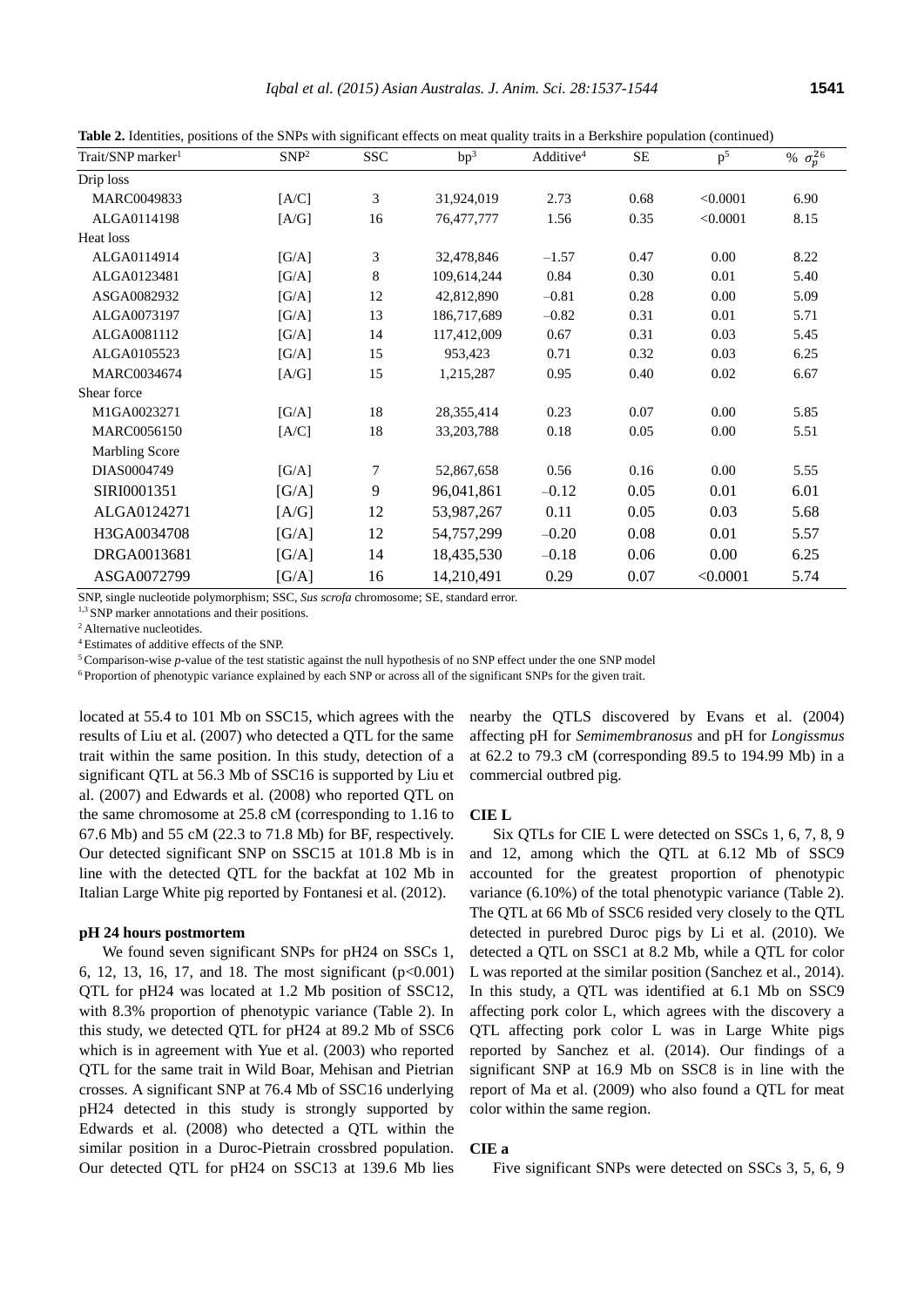**Table 2.** Identities, positions of the SNPs with significant effects on meat quality traits in a Berkshire population (continued)

| Trait/SNP marker[1] | SNP[2] | SSC | bp[3] | Additive[4] | SE | p[5] | % $\sigma_p^{2}$[6] |
|---|---|---|---|---|---|---|---|
| Drip loss | | | | | | | |
| MARC0049833 | [A/C] | 3 | 31,924,019 | 2.73 | 0.68 | <0.0001 | 6.90 |
| ALGA0114198 | [A/G] | 16 | 76,477,777 | 1.56 | 0.35 | <0.0001 | 8.15 |
| Heat loss | | | | | | | |
| ALGA0114914 | [G/A] | 3 | 32,478,846 | –1.57 | 0.47 | 0.00 | 8.22 |
| ALGA0123481 | [G/A] | 8 | 109,614,244 | 0.84 | 0.30 | 0.01 | 5.40 |
| ASGA0082932 | [G/A] | 12 | 42,812,890 | –0.81 | 0.28 | 0.00 | 5.09 |
| ALGA0073197 | [G/A] | 13 | 186,717,689 | –0.82 | 0.31 | 0.01 | 5.71 |
| ALGA0081112 | [G/A] | 14 | 117,412,009 | 0.67 | 0.31 | 0.03 | 5.45 |
| ALGA0105523 | [G/A] | 15 | 953,423 | 0.71 | 0.32 | 0.03 | 6.25 |
| MARC0034674 | [A/G] | 15 | 1,215,287 | 0.95 | 0.40 | 0.02 | 6.67 |
| Shear force | | | | | | | |
| M1GA0023271 | [G/A] | 18 | 28,355,414 | 0.23 | 0.07 | 0.00 | 5.85 |
| MARC0056150 | [A/C] | 18 | 33,203,788 | 0.18 | 0.05 | 0.00 | 5.51 |
| Marbling Score | | | | | | | |
| DIAS0004749 | [G/A] | 7 | 52,867,658 | 0.56 | 0.16 | 0.00 | 5.55 |
| SIRI0001351 | [G/A] | 9 | 96,041,861 | –0.12 | 0.05 | 0.01 | 6.01 |
| ALGA0124271 | [A/G] | 12 | 53,987,267 | 0.11 | 0.05 | 0.03 | 5.68 |
| H3GA0034708 | [G/A] | 12 | 54,757,299 | –0.20 | 0.08 | 0.01 | 5.57 |
| DRGA0013681 | [G/A] | 14 | 18,435,530 | –0.18 | 0.06 | 0.00 | 6.25 |
| ASGA0072799 | [G/A] | 16 | 14,210,491 | 0.29 | 0.07 | <0.0001 | 5.74 |

SNP, single nucleotide polymorphism; SSC, *Sus scrofa* chromosome; SE, standard error.
[1,3] SNP marker annotations and their positions.
[2] Alternative nucleotides.
[4] Estimates of additive effects of the SNP.
[5] Comparison-wise *p*-value of the test statistic against the null hypothesis of no SNP effect under the one SNP model
[6] Proportion of phenotypic variance explained by each SNP or across all of the significant SNPs for the given trait.

located at 55.4 to 101 Mb on SSC15, which agrees with the results of Liu et al. (2007) who detected a QTL for the same trait within the same position. In this study, detection of a significant QTL at 56.3 Mb of SSC16 is supported by Liu et al. (2007) and Edwards et al. (2008) who reported QTL on the same chromosome at 25.8 cM (corresponding to 1.16 to 67.6 Mb) and 55 cM (22.3 to 71.8 Mb) for BF, respectively. Our detected significant SNP on SSC15 at 101.8 Mb is in line with the detected QTL for the backfat at 102 Mb in Italian Large White pig reported by Fontanesi et al. (2012).

**pH 24 hours postmortem**

We found seven significant SNPs for pH24 on SSCs 1, 6, 12, 13, 16, 17, and 18. The most significant ($p<0.001$) QTL for pH24 was located at 1.2 Mb position of SSC12, with 8.3% proportion of phenotypic variance (Table 2). In this study, we detected QTL for pH24 at 89.2 Mb of SSC6 which is in agreement with Yue et al. (2003) who reported QTL for the same trait in Wild Boar, Mehisan and Pietrian crosses. A significant SNP at 76.4 Mb of SSC16 underlying pH24 detected in this study is strongly supported by Edwards et al. (2008) who detected a QTL within the similar position in a Duroc-Pietrain crossbred population. Our detected QTL for pH24 on SSC13 at 139.6 Mb lies nearby the QTLS discovered by Evans et al. (2004) affecting pH for *Semimembranosus* and pH for *Longissmus* at 62.2 to 79.3 cM (corresponding 89.5 to 194.99 Mb) in a commercial outbred pig.

**CIE L**

Six QTLs for CIE L were detected on SSCs 1, 6, 7, 8, 9 and 12, among which the QTL at 6.12 Mb of SSC9 accounted for the greatest proportion of phenotypic variance (6.10%) of the total phenotypic variance (Table 2). The QTL at 66 Mb of SSC6 resided very closely to the QTL detected in purebred Duroc pigs by Li et al. (2010). We detected a QTL on SSC1 at 8.2 Mb, while a QTL for color L was reported at the similar position (Sanchez et al., 2014). In this study, a QTL was identified at 6.1 Mb on SSC9 affecting pork color L, which agrees with the discovery a QTL affecting pork color L was in Large White pigs reported by Sanchez et al. (2014). Our findings of a significant SNP at 16.9 Mb on SSC8 is in line with the report of Ma et al. (2009) who also found a QTL for meat color within the same region.

**CIE a**

Five significant SNPs were detected on SSCs 3, 5, 6, 9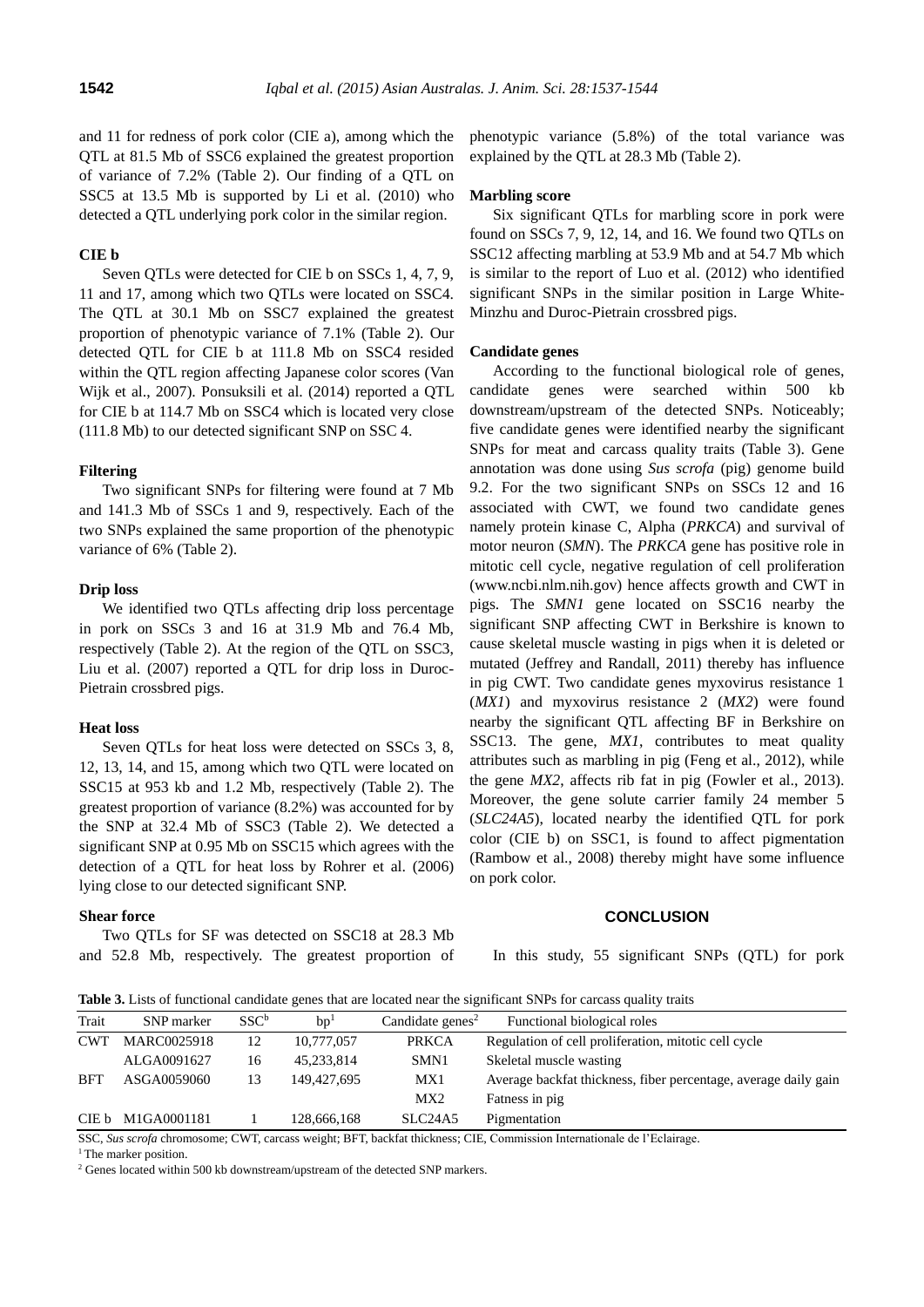and 11 for redness of pork color (CIE a), among which the QTL at 81.5 Mb of SSC6 explained the greatest proportion of variance of 7.2% (Table 2). Our finding of a QTL on SSC5 at 13.5 Mb is supported by Li et al. (2010) who detected a QTL underlying pork color in the similar region.

**CIE b**

Seven QTLs were detected for CIE b on SSCs 1, 4, 7, 9, 11 and 17, among which two QTLs were located on SSC4. The QTL at 30.1 Mb on SSC7 explained the greatest proportion of phenotypic variance of 7.1% (Table 2). Our detected QTL for CIE b at 111.8 Mb on SSC4 resided within the QTL region affecting Japanese color scores (Van Wijk et al., 2007). Ponsuksili et al. (2014) reported a QTL for CIE b at 114.7 Mb on SSC4 which is located very close (111.8 Mb) to our detected significant SNP on SSC 4.

**Filtering**

Two significant SNPs for filtering were found at 7 Mb and 141.3 Mb of SSCs 1 and 9, respectively. Each of the two SNPs explained the same proportion of the phenotypic variance of 6% (Table 2).

**Drip loss**

We identified two QTLs affecting drip loss percentage in pork on SSCs 3 and 16 at 31.9 Mb and 76.4 Mb, respectively (Table 2). At the region of the QTL on SSC3, Liu et al. (2007) reported a QTL for drip loss in Duroc-Pietrain crossbred pigs.

**Heat loss**

Seven QTLs for heat loss were detected on SSCs 3, 8, 12, 13, 14, and 15, among which two QTL were located on SSC15 at 953 kb and 1.2 Mb, respectively (Table 2). The greatest proportion of variance (8.2%) was accounted for by the SNP at 32.4 Mb of SSC3 (Table 2). We detected a significant SNP at 0.95 Mb on SSC15 which agrees with the detection of a QTL for heat loss by Rohrer et al. (2006) lying close to our detected significant SNP.

**Shear force**

Two QTLs for SF was detected on SSC18 at 28.3 Mb and 52.8 Mb, respectively. The greatest proportion of phenotypic variance (5.8%) of the total variance was explained by the QTL at 28.3 Mb (Table 2).

**Marbling score**

Six significant QTLs for marbling score in pork were found on SSCs 7, 9, 12, 14, and 16. We found two QTLs on SSC12 affecting marbling at 53.9 Mb and at 54.7 Mb which is similar to the report of Luo et al. (2012) who identified significant SNPs in the similar position in Large White-Minzhu and Duroc-Pietrain crossbred pigs.

**Candidate genes**

According to the functional biological role of genes, candidate genes were searched within 500 kb downstream/upstream of the detected SNPs. Noticeably; five candidate genes were identified nearby the significant SNPs for meat and carcass quality traits (Table 3). Gene annotation was done using *Sus scrofa* (pig) genome build 9.2. For the two significant SNPs on SSCs 12 and 16 associated with CWT, we found two candidate genes namely protein kinase C, Alpha (*PRKCA*) and survival of motor neuron (*SMN*). The *PRKCA* gene has positive role in mitotic cell cycle, negative regulation of cell proliferation (www.ncbi.nlm.nih.gov) hence affects growth and CWT in pigs. The *SMN1* gene located on SSC16 nearby the significant SNP affecting CWT in Berkshire is known to cause skeletal muscle wasting in pigs when it is deleted or mutated (Jeffrey and Randall, 2011) thereby has influence in pig CWT. Two candidate genes myxovirus resistance 1 (*MX1*) and myxovirus resistance 2 (*MX2*) were found nearby the significant QTL affecting BF in Berkshire on SSC13. The gene, *MX1*, contributes to meat quality attributes such as marbling in pig (Feng et al., 2012), while the gene *MX2*, affects rib fat in pig (Fowler et al., 2013). Moreover, the gene solute carrier family 24 member 5 (*SLC24A5*), located nearby the identified QTL for pork color (CIE b) on SSC1, is found to affect pigmentation (Rambow et al., 2008) thereby might have some influence on pork color.

## CONCLUSION

In this study, 55 significant SNPs (QTL) for pork

**Table 3.** Lists of functional candidate genes that are located near the significant SNPs for carcass quality traits

| Trait | SNP marker | SSC[b] | bp[1] | Candidate genes[2] | Functional biological roles |
|---|---|---|---|---|---|
| CWT | MARC0025918 | 12 | 10,777,057 | PRKCA | Regulation of cell proliferation, mitotic cell cycle |
| | ALGA0091627 | 16 | 45,233,814 | SMN1 | Skeletal muscle wasting |
| BFT | ASGA0059060 | 13 | 149,427,695 | MX1 | Average backfat thickness, fiber percentage, average daily gain |
| | | | | MX2 | Fatness in pig |
| CIE b | M1GA0001181 | 1 | 128,666,168 | SLC24A5 | Pigmentation |

SSC, *Sus scrofa* chromosome; CWT, carcass weight; BFT, backfat thickness; CIE, Commission Internationale de l'Eclairage.

[1] The marker position.

[2] Genes located within 500 kb downstream/upstream of the detected SNP markers.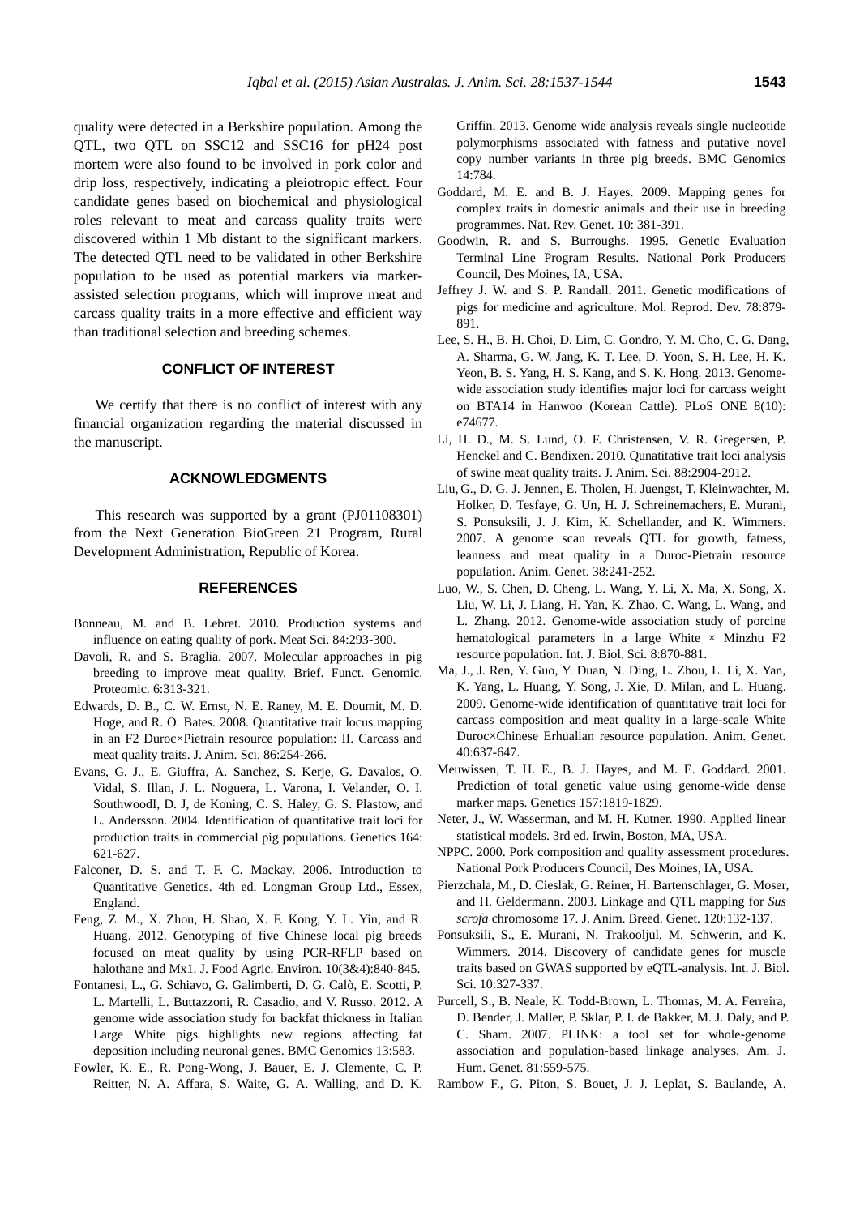quality were detected in a Berkshire population. Among the QTL, two QTL on SSC12 and SSC16 for pH24 post mortem were also found to be involved in pork color and drip loss, respectively, indicating a pleiotropic effect. Four candidate genes based on biochemical and physiological roles relevant to meat and carcass quality traits were discovered within 1 Mb distant to the significant markers. The detected QTL need to be validated in other Berkshire population to be used as potential markers via marker-assisted selection programs, which will improve meat and carcass quality traits in a more effective and efficient way than traditional selection and breeding schemes.

## CONFLICT OF INTEREST

We certify that there is no conflict of interest with any financial organization regarding the material discussed in the manuscript.

## ACKNOWLEDGMENTS

This research was supported by a grant (PJ01108301) from the Next Generation BioGreen 21 Program, Rural Development Administration, Republic of Korea.

## REFERENCES

Bonneau, M. and B. Lebret. 2010. Production systems and influence on eating quality of pork. Meat Sci. 84:293-300.

Davoli, R. and S. Braglia. 2007. Molecular approaches in pig breeding to improve meat quality. Brief. Funct. Genomic. Proteomic. 6:313-321.

Edwards, D. B., C. W. Ernst, N. E. Raney, M. E. Doumit, M. D. Hoge, and R. O. Bates. 2008. Quantitative trait locus mapping in an F2 Duroc×Pietrain resource population: II. Carcass and meat quality traits. J. Anim. Sci. 86:254-266.

Evans, G. J., E. Giuffra, A. Sanchez, S. Kerje, G. Davalos, O. Vidal, S. Illan, J. L. Noguera, L. Varona, I. Velander, O. I. SouthwoodI, D. J, de Koning, C. S. Haley, G. S. Plastow, and L. Andersson. 2004. Identification of quantitative trait loci for production traits in commercial pig populations. Genetics 164: 621-627.

Falconer, D. S. and T. F. C. Mackay. 2006. Introduction to Quantitative Genetics. 4th ed. Longman Group Ltd., Essex, England.

Feng, Z. M., X. Zhou, H. Shao, X. F. Kong, Y. L. Yin, and R. Huang. 2012. Genotyping of five Chinese local pig breeds focused on meat quality by using PCR-RFLP based on halothane and Mx1. J. Food Agric. Environ. 10(3&4):840-845.

Fontanesi, L., G. Schiavo, G. Galimberti, D. G. Calò, E. Scotti, P. L. Martelli, L. Buttazzoni, R. Casadio, and V. Russo. 2012. A genome wide association study for backfat thickness in Italian Large White pigs highlights new regions affecting fat deposition including neuronal genes. BMC Genomics 13:583.

Fowler, K. E., R. Pong-Wong, J. Bauer, E. J. Clemente, C. P. Reitter, N. A. Affara, S. Waite, G. A. Walling, and D. K. Griffin. 2013. Genome wide analysis reveals single nucleotide polymorphisms associated with fatness and putative novel copy number variants in three pig breeds. BMC Genomics 14:784.

Goddard, M. E. and B. J. Hayes. 2009. Mapping genes for complex traits in domestic animals and their use in breeding programmes. Nat. Rev. Genet. 10: 381-391.

Goodwin, R. and S. Burroughs. 1995. Genetic Evaluation Terminal Line Program Results. National Pork Producers Council, Des Moines, IA, USA.

Jeffrey J. W. and S. P. Randall. 2011. Genetic modifications of pigs for medicine and agriculture. Mol. Reprod. Dev. 78:879-891.

Lee, S. H., B. H. Choi, D. Lim, C. Gondro, Y. M. Cho, C. G. Dang, A. Sharma, G. W. Jang, K. T. Lee, D. Yoon, S. H. Lee, H. K. Yeon, B. S. Yang, H. S. Kang, and S. K. Hong. 2013. Genome-wide association study identifies major loci for carcass weight on BTA14 in Hanwoo (Korean Cattle). PLoS ONE 8(10): e74677.

Li, H. D., M. S. Lund, O. F. Christensen, V. R. Gregersen, P. Henckel and C. Bendixen. 2010. Qunatitative trait loci analysis of swine meat quality traits. J. Anim. Sci. 88:2904-2912.

Liu, G., D. G. J. Jennen, E. Tholen, H. Juengst, T. Kleinwachter, M. Holker, D. Tesfaye, G. Un, H. J. Schreinemachers, E. Murani, S. Ponsuksili, J. J. Kim, K. Schellander, and K. Wimmers. 2007. A genome scan reveals QTL for growth, fatness, leanness and meat quality in a Duroc-Pietrain resource population. Anim. Genet. 38:241-252.

Luo, W., S. Chen, D. Cheng, L. Wang, Y. Li, X. Ma, X. Song, X. Liu, W. Li, J. Liang, H. Yan, K. Zhao, C. Wang, L. Wang, and L. Zhang. 2012. Genome-wide association study of porcine hematological parameters in a large White × Minzhu F2 resource population. Int. J. Biol. Sci. 8:870-881.

Ma, J., J. Ren, Y. Guo, Y. Duan, N. Ding, L. Zhou, L. Li, X. Yan, K. Yang, L. Huang, Y. Song, J. Xie, D. Milan, and L. Huang. 2009. Genome-wide identification of quantitative trait loci for carcass composition and meat quality in a large-scale White Duroc×Chinese Erhualian resource population. Anim. Genet. 40:637-647.

Meuwissen, T. H. E., B. J. Hayes, and M. E. Goddard. 2001. Prediction of total genetic value using genome-wide dense marker maps. Genetics 157:1819-1829.

Neter, J., W. Wasserman, and M. H. Kutner. 1990. Applied linear statistical models. 3rd ed. Irwin, Boston, MA, USA.

NPPC. 2000. Pork composition and quality assessment procedures. National Pork Producers Council, Des Moines, IA, USA.

Pierzchala, M., D. Cieslak, G. Reiner, H. Bartenschlager, G. Moser, and H. Geldermann. 2003. Linkage and QTL mapping for *Sus scrofa* chromosome 17. J. Anim. Breed. Genet. 120:132-137.

Ponsuksili, S., E. Murani, N. Trakooljul, M. Schwerin, and K. Wimmers. 2014. Discovery of candidate genes for muscle traits based on GWAS supported by eQTL-analysis. Int. J. Biol. Sci. 10:327-337.

Purcell, S., B. Neale, K. Todd-Brown, L. Thomas, M. A. Ferreira, D. Bender, J. Maller, P. Sklar, P. I. de Bakker, M. J. Daly, and P. C. Sham. 2007. PLINK: a tool set for whole-genome association and population-based linkage analyses. Am. J. Hum. Genet. 81:559-575.

Rambow F., G. Piton, S. Bouet, J. J. Leplat, S. Baulande, A.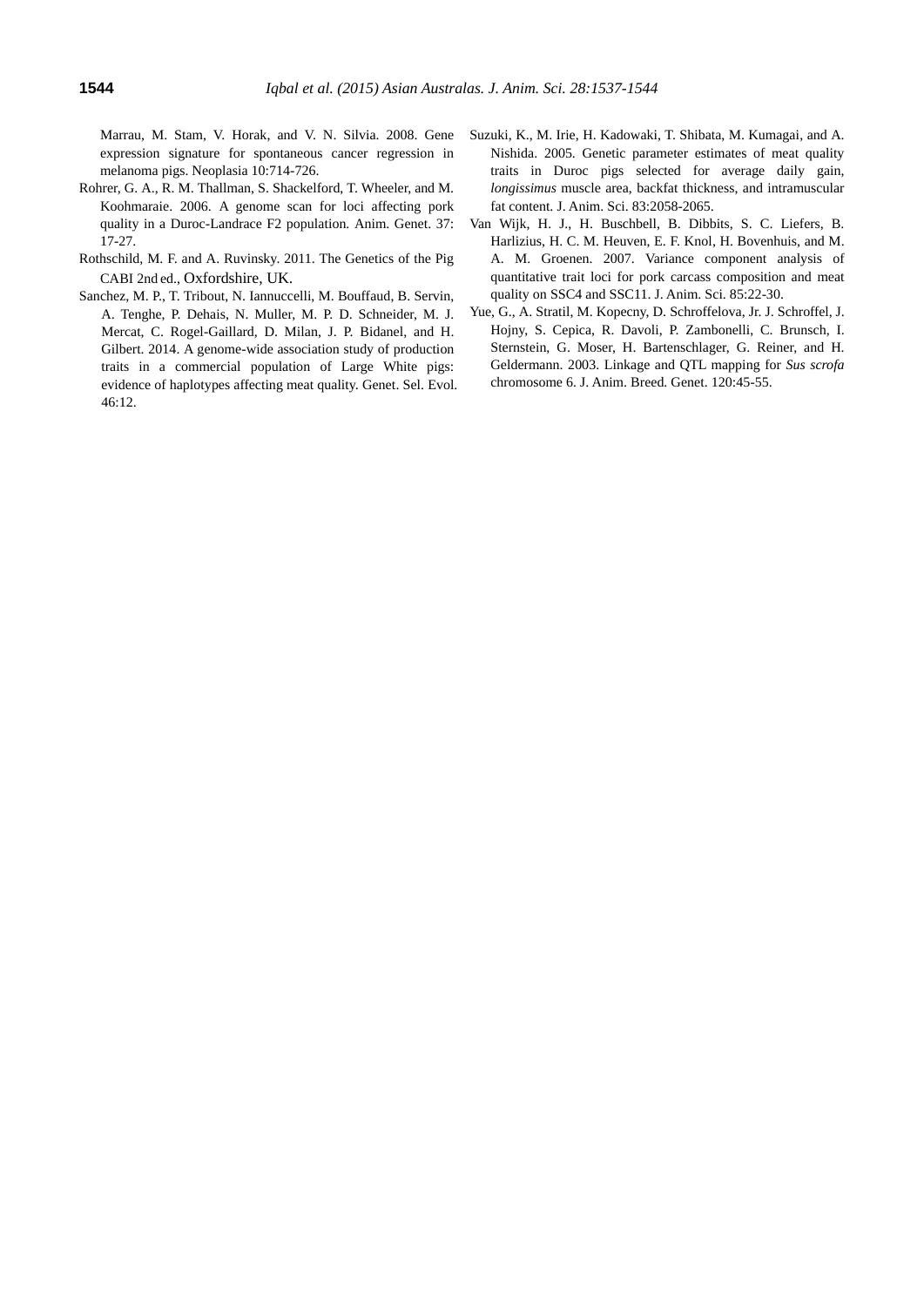Marrau, M. Stam, V. Horak, and V. N. Silvia. 2008. Gene expression signature for spontaneous cancer regression in melanoma pigs. Neoplasia 10:714-726.

Rohrer, G. A., R. M. Thallman, S. Shackelford, T. Wheeler, and M. Koohmaraie. 2006. A genome scan for loci affecting pork quality in a Duroc-Landrace F2 population. Anim. Genet. 37: 17-27.

Rothschild, M. F. and A. Ruvinsky. 2011. The Genetics of the Pig CABI 2nd ed., Oxfordshire, UK.

Sanchez, M. P., T. Tribout, N. Iannuccelli, M. Bouffaud, B. Servin, A. Tenghe, P. Dehais, N. Muller, M. P. D. Schneider, M. J. Mercat, C. Rogel-Gaillard, D. Milan, J. P. Bidanel, and H. Gilbert. 2014. A genome-wide association study of production traits in a commercial population of Large White pigs: evidence of haplotypes affecting meat quality. Genet. Sel. Evol. 46:12.

Suzuki, K., M. Irie, H. Kadowaki, T. Shibata, M. Kumagai, and A. Nishida. 2005. Genetic parameter estimates of meat quality traits in Duroc pigs selected for average daily gain, *longissimus* muscle area, backfat thickness, and intramuscular fat content. J. Anim. Sci. 83:2058-2065.

Van Wijk, H. J., H. Buschbell, B. Dibbits, S. C. Liefers, B. Harlizius, H. C. M. Heuven, E. F. Knol, H. Bovenhuis, and M. A. M. Groenen. 2007. Variance component analysis of quantitative trait loci for pork carcass composition and meat quality on SSC4 and SSC11. J. Anim. Sci. 85:22-30.

Yue, G., A. Stratil, M. Kopecny, D. Schroffelova, Jr. J. Schroffel, J. Hojny, S. Cepica, R. Davoli, P. Zambonelli, C. Brunsch, I. Sternstein, G. Moser, H. Bartenschlager, G. Reiner, and H. Geldermann. 2003. Linkage and QTL mapping for *Sus scrofa* chromosome 6. J. Anim. Breed. Genet. 120:45-55.